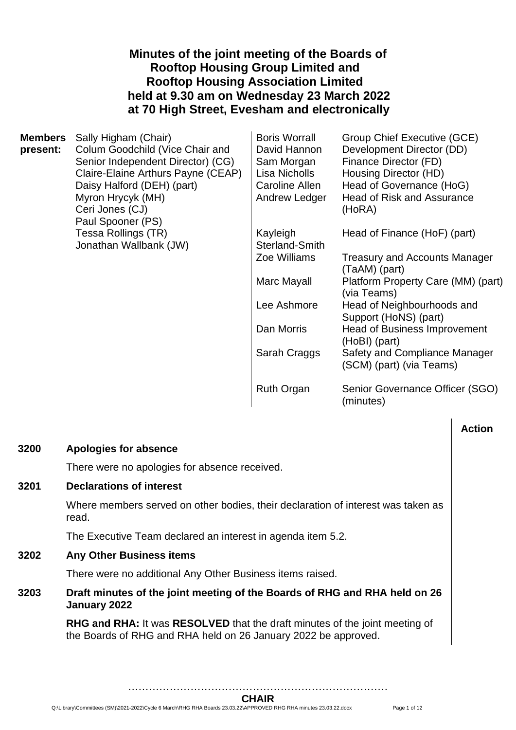# Minutes of the joint meeting of the Boards of Rooftop Housing Group Limited and Rooftop Housing Association Limited held at 9.30 am on Wednesday 23 March 2022 at 70 High Street, Evesham and electronically

**Members present:**

Sally Higham (Chair)
Colum Goodchild (Vice Chair and Senior Independent Director) (CG)
Claire-Elaine Arthurs Payne (CEAP)
Daisy Halford (DEH) (part)
Myron Hrycyk (MH)
Ceri Jones (CJ)
Paul Spooner (PS)
Tessa Rollings (TR)
Jonathan Wallbank (JW)

| | |
|---|---|
| Boris Worrall | Group Chief Executive (GCE) |
| David Hannon | Development Director (DD) |
| Sam Morgan | Finance Director (FD) |
| Lisa Nicholls | Housing Director (HD) |
| Caroline Allen | Head of Governance (HoG) |
| Andrew Ledger | Head of Risk and Assurance (HoRA) |
| Kayleigh Sterland-Smith | Head of Finance (HoF) (part) |
| Zoe Williams | Treasury and Accounts Manager (TaAM) (part) |
| Marc Mayall | Platform Property Care (MM) (part) (via Teams) |
| Lee Ashmore | Head of Neighbourhoods and Support (HoNS) (part) |
| Dan Morris | Head of Business Improvement (HoBI) (part) |
| Sarah Craggs | Safety and Compliance Manager (SCM) (part) (via Teams) |
| Ruth Organ | Senior Governance Officer (SGO) (minutes) |

**Action**

**3200 Apologies for absence**

There were no apologies for absence received.

**3201 Declarations of interest**

Where members served on other bodies, their declaration of interest was taken as read.

The Executive Team declared an interest in agenda item 5.2.

**3202 Any Other Business items**

There were no additional Any Other Business items raised.

**3203 Draft minutes of the joint meeting of the Boards of RHG and RHA held on 26 January 2022**

**RHG and RHA:** It was **RESOLVED** that the draft minutes of the joint meeting of the Boards of RHG and RHA held on 26 January 2022 be approved.

…………………………………………………………………
**CHAIR**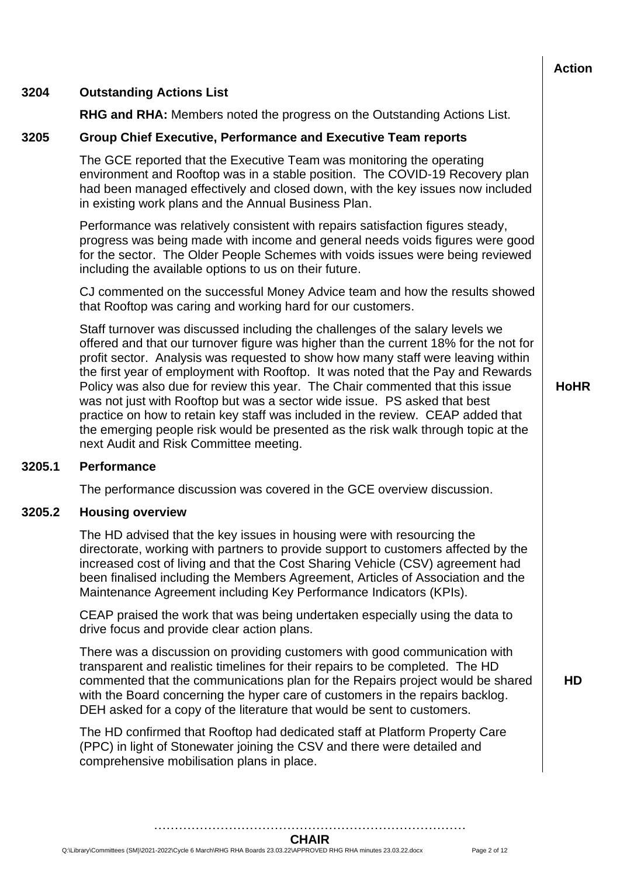**Action**

## 3204 Outstanding Actions List

**RHG and RHA:** Members noted the progress on the Outstanding Actions List.

## 3205 Group Chief Executive, Performance and Executive Team reports

The GCE reported that the Executive Team was monitoring the operating environment and Rooftop was in a stable position. The COVID-19 Recovery plan had been managed effectively and closed down, with the key issues now included in existing work plans and the Annual Business Plan.

Performance was relatively consistent with repairs satisfaction figures steady, progress was being made with income and general needs voids figures were good for the sector. The Older People Schemes with voids issues were being reviewed including the available options to us on their future.

CJ commented on the successful Money Advice team and how the results showed that Rooftop was caring and working hard for our customers.

Staff turnover was discussed including the challenges of the salary levels we offered and that our turnover figure was higher than the current 18% for the not for profit sector. Analysis was requested to show how many staff were leaving within the first year of employment with Rooftop. It was noted that the Pay and Rewards Policy was also due for review this year. The Chair commented that this issue was not just with Rooftop but was a sector wide issue. PS asked that best practice on how to retain key staff was included in the review. CEAP added that the emerging people risk would be presented as the risk walk through topic at the next Audit and Risk Committee meeting. **HoHR**

### 3205.1 Performance

The performance discussion was covered in the GCE overview discussion.

### 3205.2 Housing overview

The HD advised that the key issues in housing were with resourcing the directorate, working with partners to provide support to customers affected by the increased cost of living and that the Cost Sharing Vehicle (CSV) agreement had been finalised including the Members Agreement, Articles of Association and the Maintenance Agreement including Key Performance Indicators (KPIs).

CEAP praised the work that was being undertaken especially using the data to drive focus and provide clear action plans.

There was a discussion on providing customers with good communication with transparent and realistic timelines for their repairs to be completed. The HD commented that the communications plan for the Repairs project would be shared with the Board concerning the hyper care of customers in the repairs backlog. DEH asked for a copy of the literature that would be sent to customers. **HD**

The HD confirmed that Rooftop had dedicated staff at Platform Property Care (PPC) in light of Stonewater joining the CSV and there were detailed and comprehensive mobilisation plans in place.

…………………………………………………………………

**CHAIR**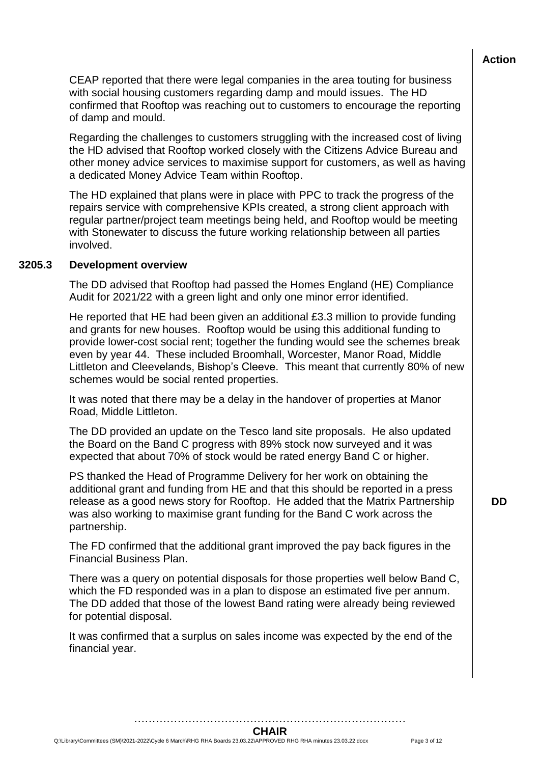**Action**

CEAP reported that there were legal companies in the area touting for business with social housing customers regarding damp and mould issues. The HD confirmed that Rooftop was reaching out to customers to encourage the reporting of damp and mould.

Regarding the challenges to customers struggling with the increased cost of living the HD advised that Rooftop worked closely with the Citizens Advice Bureau and other money advice services to maximise support for customers, as well as having a dedicated Money Advice Team within Rooftop.

The HD explained that plans were in place with PPC to track the progress of the repairs service with comprehensive KPIs created, a strong client approach with regular partner/project team meetings being held, and Rooftop would be meeting with Stonewater to discuss the future working relationship between all parties involved.

### 3205.3 Development overview

The DD advised that Rooftop had passed the Homes England (HE) Compliance Audit for 2021/22 with a green light and only one minor error identified.

He reported that HE had been given an additional £3.3 million to provide funding and grants for new houses. Rooftop would be using this additional funding to provide lower-cost social rent; together the funding would see the schemes break even by year 44. These included Broomhall, Worcester, Manor Road, Middle Littleton and Cleevelands, Bishop's Cleeve. This meant that currently 80% of new schemes would be social rented properties.

It was noted that there may be a delay in the handover of properties at Manor Road, Middle Littleton.

The DD provided an update on the Tesco land site proposals. He also updated the Board on the Band C progress with 89% stock now surveyed and it was expected that about 70% of stock would be rated energy Band C or higher.

PS thanked the Head of Programme Delivery for her work on obtaining the additional grant and funding from HE and that this should be reported in a press release as a good news story for Rooftop. He added that the Matrix Partnership was also working to maximise grant funding for the Band C work across the partnership. **DD**

The FD confirmed that the additional grant improved the pay back figures in the Financial Business Plan.

There was a query on potential disposals for those properties well below Band C, which the FD responded was in a plan to dispose an estimated five per annum. The DD added that those of the lowest Band rating were already being reviewed for potential disposal.

It was confirmed that a surplus on sales income was expected by the end of the financial year.

……………………………………………………………………
**CHAIR**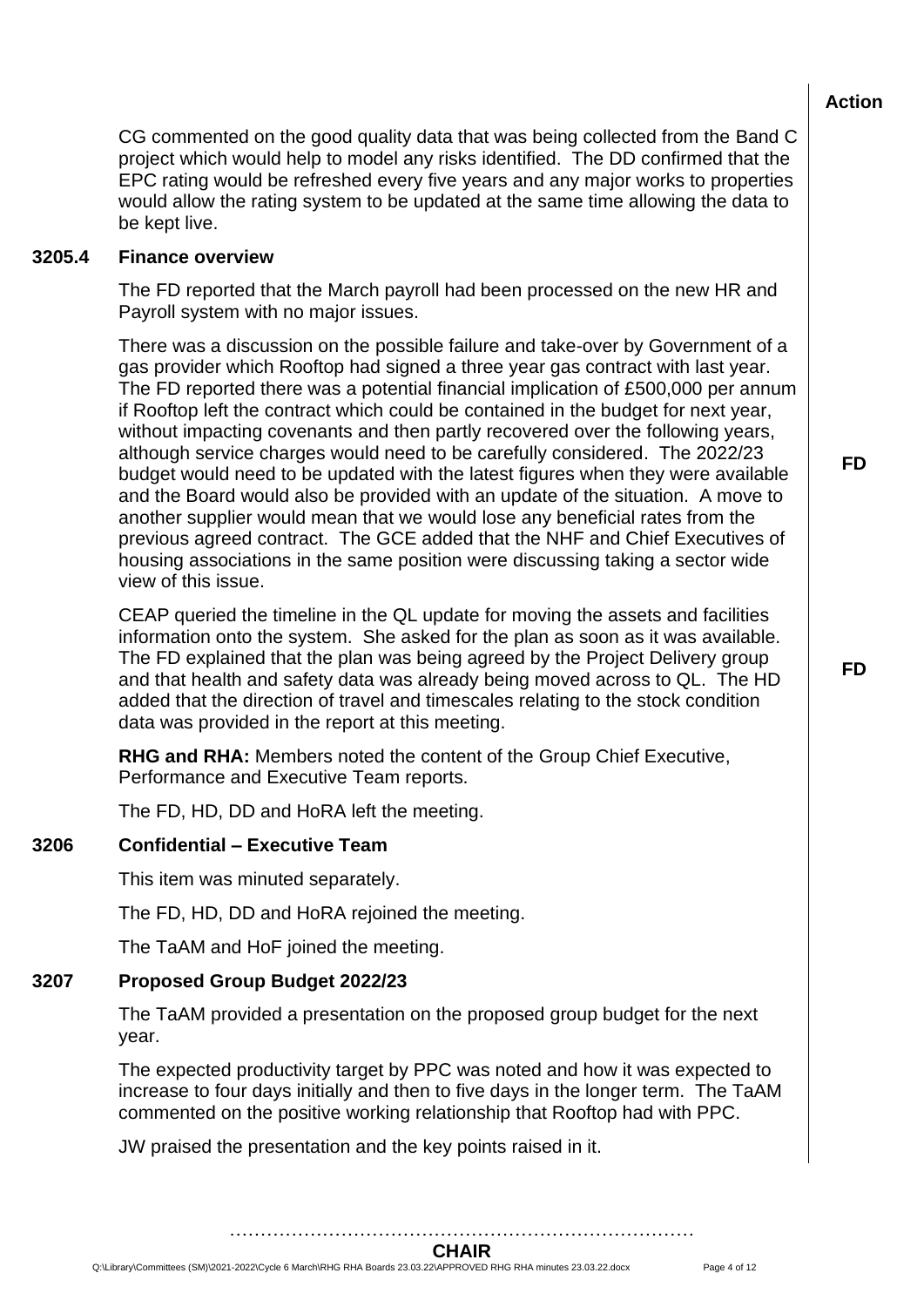**Action**

CG commented on the good quality data that was being collected from the Band C project which would help to model any risks identified. The DD confirmed that the EPC rating would be refreshed every five years and any major works to properties would allow the rating system to be updated at the same time allowing the data to be kept live.

### 3205.4 Finance overview

The FD reported that the March payroll had been processed on the new HR and Payroll system with no major issues.

There was a discussion on the possible failure and take-over by Government of a gas provider which Rooftop had signed a three year gas contract with last year. The FD reported there was a potential financial implication of £500,000 per annum if Rooftop left the contract which could be contained in the budget for next year, without impacting covenants and then partly recovered over the following years, although service charges would need to be carefully considered. The 2022/23 budget would need to be updated with the latest figures when they were available and the Board would also be provided with an update of the situation. A move to another supplier would mean that we would lose any beneficial rates from the previous agreed contract. The GCE added that the NHF and Chief Executives of housing associations in the same position were discussing taking a sector wide view of this issue. **FD**

CEAP queried the timeline in the QL update for moving the assets and facilities information onto the system. She asked for the plan as soon as it was available. The FD explained that the plan was being agreed by the Project Delivery group and that health and safety data was already being moved across to QL. The HD added that the direction of travel and timescales relating to the stock condition data was provided in the report at this meeting. **FD**

**RHG and RHA:** Members noted the content of the Group Chief Executive, Performance and Executive Team reports.

The FD, HD, DD and HoRA left the meeting.

### 3206 Confidential – Executive Team

This item was minuted separately.

The FD, HD, DD and HoRA rejoined the meeting.

The TaAM and HoF joined the meeting.

### 3207 Proposed Group Budget 2022/23

The TaAM provided a presentation on the proposed group budget for the next year.

The expected productivity target by PPC was noted and how it was expected to increase to four days initially and then to five days in the longer term. The TaAM commented on the positive working relationship that Rooftop had with PPC.

JW praised the presentation and the key points raised in it.

…………………………………………………………………

**CHAIR**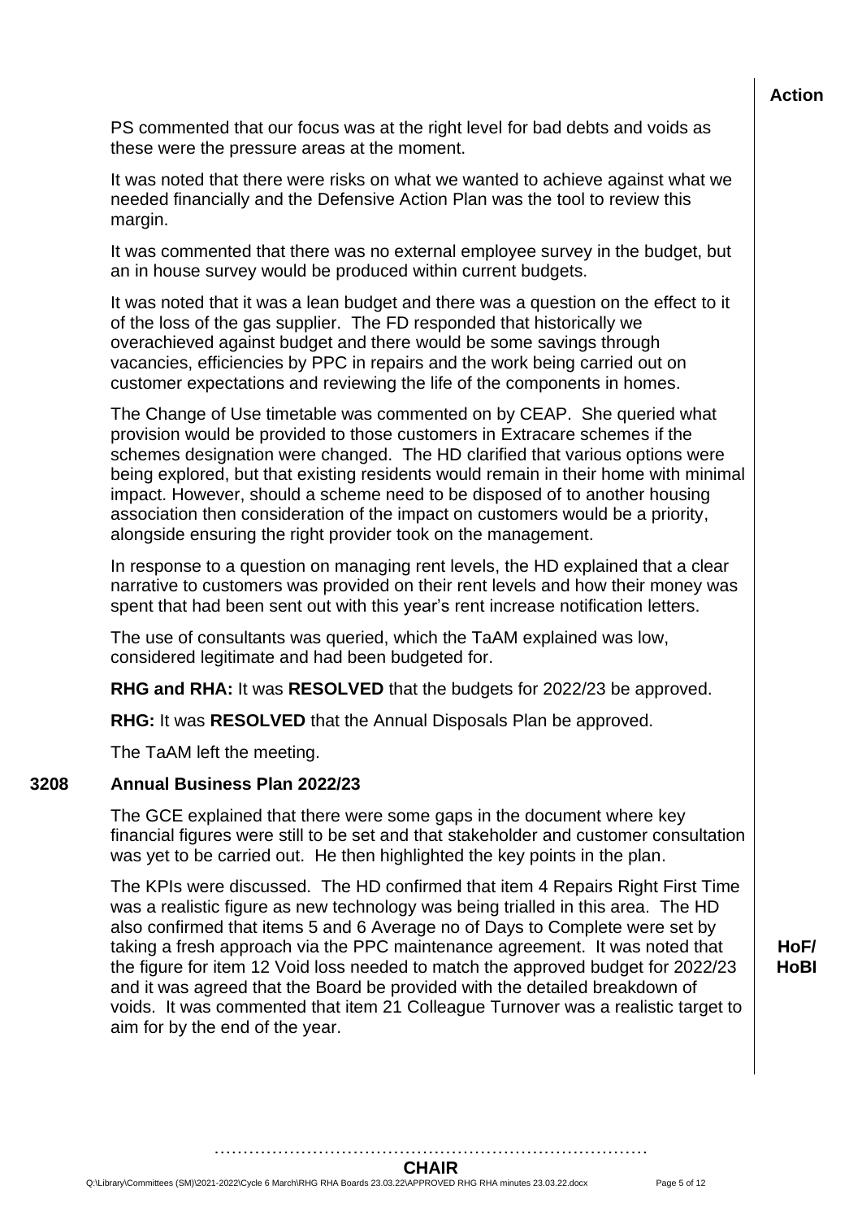**Action**

PS commented that our focus was at the right level for bad debts and voids as these were the pressure areas at the moment.

It was noted that there were risks on what we wanted to achieve against what we needed financially and the Defensive Action Plan was the tool to review this margin.

It was commented that there was no external employee survey in the budget, but an in house survey would be produced within current budgets.

It was noted that it was a lean budget and there was a question on the effect to it of the loss of the gas supplier. The FD responded that historically we overachieved against budget and there would be some savings through vacancies, efficiencies by PPC in repairs and the work being carried out on customer expectations and reviewing the life of the components in homes.

The Change of Use timetable was commented on by CEAP. She queried what provision would be provided to those customers in Extracare schemes if the schemes designation were changed. The HD clarified that various options were being explored, but that existing residents would remain in their home with minimal impact. However, should a scheme need to be disposed of to another housing association then consideration of the impact on customers would be a priority, alongside ensuring the right provider took on the management.

In response to a question on managing rent levels, the HD explained that a clear narrative to customers was provided on their rent levels and how their money was spent that had been sent out with this year's rent increase notification letters.

The use of consultants was queried, which the TaAM explained was low, considered legitimate and had been budgeted for.

**RHG and RHA:** It was **RESOLVED** that the budgets for 2022/23 be approved.

**RHG:** It was **RESOLVED** that the Annual Disposals Plan be approved.

The TaAM left the meeting.

## 3208 Annual Business Plan 2022/23

The GCE explained that there were some gaps in the document where key financial figures were still to be set and that stakeholder and customer consultation was yet to be carried out. He then highlighted the key points in the plan.

The KPIs were discussed. The HD confirmed that item 4 Repairs Right First Time was a realistic figure as new technology was being trialled in this area. The HD also confirmed that items 5 and 6 Average no of Days to Complete were set by taking a fresh approach via the PPC maintenance agreement. It was noted that the figure for item 12 Void loss needed to match the approved budget for 2022/23 and it was agreed that the Board be provided with the detailed breakdown of voids. It was commented that item 21 Colleague Turnover was a realistic target to aim for by the end of the year. **HoF/ HoBI**

…………………………………………………………………

**CHAIR**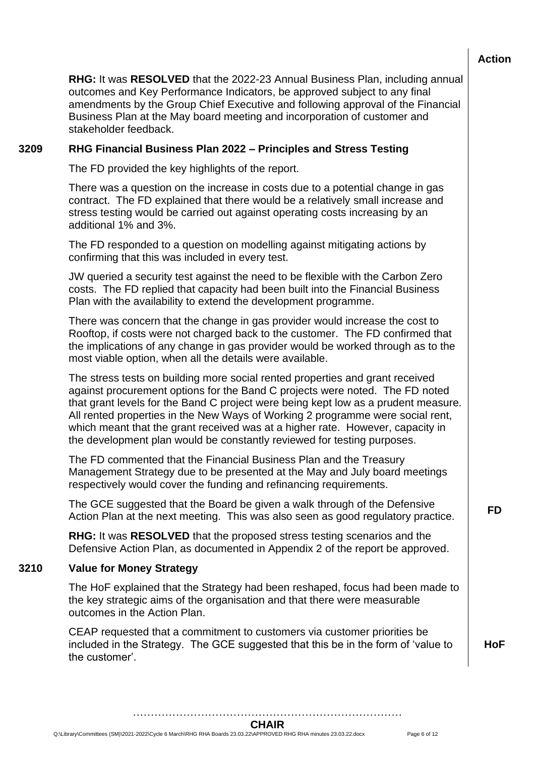**Action**

**RHG:** It was **RESOLVED** that the 2022-23 Annual Business Plan, including annual outcomes and Key Performance Indicators, be approved subject to any final amendments by the Group Chief Executive and following approval of the Financial Business Plan at the May board meeting and incorporation of customer and stakeholder feedback.

## 3209 RHG Financial Business Plan 2022 – Principles and Stress Testing

The FD provided the key highlights of the report.

There was a question on the increase in costs due to a potential change in gas contract. The FD explained that there would be a relatively small increase and stress testing would be carried out against operating costs increasing by an additional 1% and 3%.

The FD responded to a question on modelling against mitigating actions by confirming that this was included in every test.

JW queried a security test against the need to be flexible with the Carbon Zero costs. The FD replied that capacity had been built into the Financial Business Plan with the availability to extend the development programme.

There was concern that the change in gas provider would increase the cost to Rooftop, if costs were not charged back to the customer. The FD confirmed that the implications of any change in gas provider would be worked through as to the most viable option, when all the details were available.

The stress tests on building more social rented properties and grant received against procurement options for the Band C projects were noted. The FD noted that grant levels for the Band C project were being kept low as a prudent measure. All rented properties in the New Ways of Working 2 programme were social rent, which meant that the grant received was at a higher rate. However, capacity in the development plan would be constantly reviewed for testing purposes.

The FD commented that the Financial Business Plan and the Treasury Management Strategy due to be presented at the May and July board meetings respectively would cover the funding and refinancing requirements.

The GCE suggested that the Board be given a walk through of the Defensive Action Plan at the next meeting. This was also seen as good regulatory practice. **FD**

**RHG:** It was **RESOLVED** that the proposed stress testing scenarios and the Defensive Action Plan, as documented in Appendix 2 of the report be approved.

## 3210 Value for Money Strategy

The HoF explained that the Strategy had been reshaped, focus had been made to the key strategic aims of the organisation and that there were measurable outcomes in the Action Plan.

CEAP requested that a commitment to customers via customer priorities be included in the Strategy. The GCE suggested that this be in the form of 'value to the customer'. **HoF**

……………………………………………………………………
**CHAIR**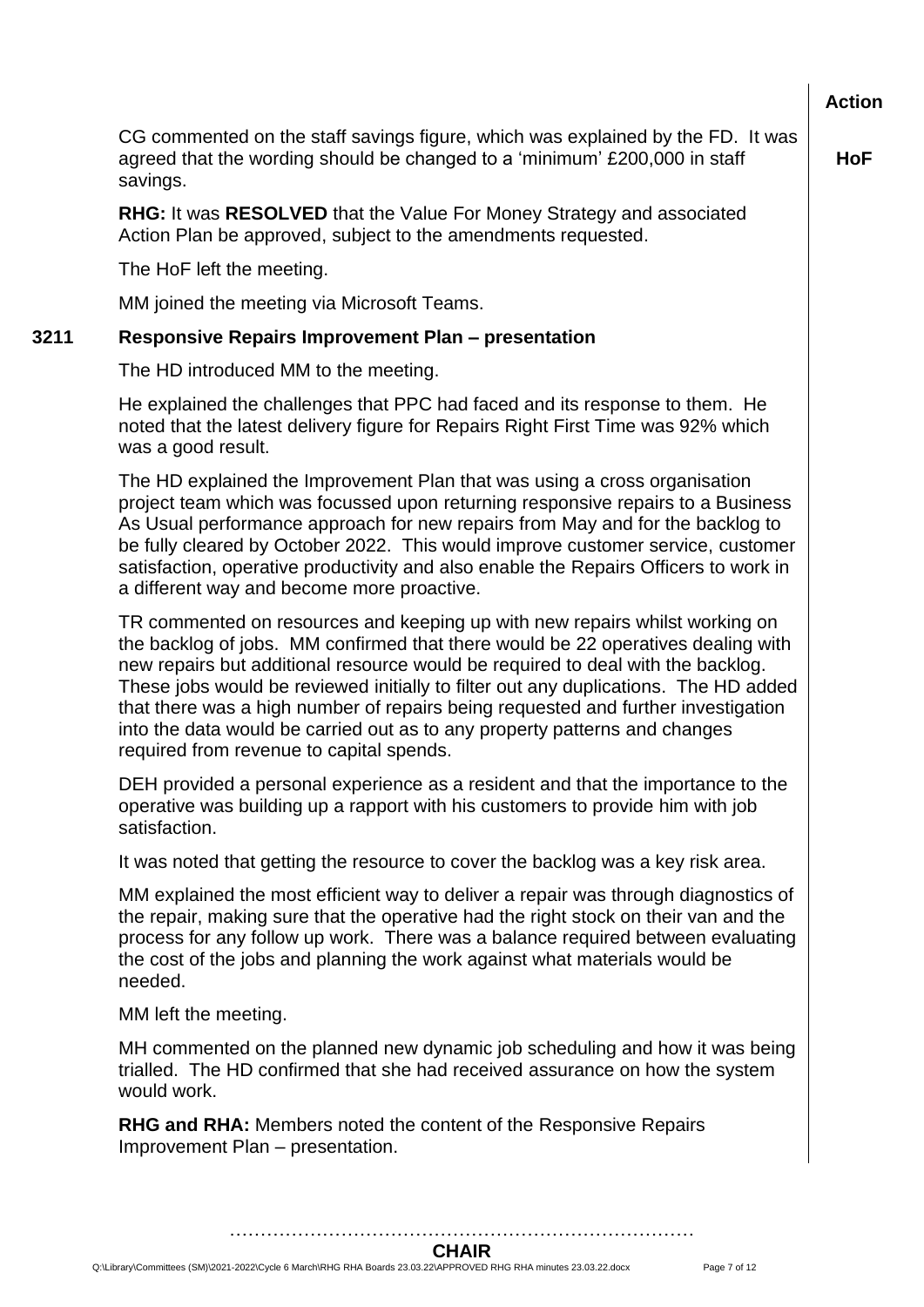| | | Action |
|---|---|---|
| | CG commented on the staff savings figure, which was explained by the FD. It was agreed that the wording should be changed to a 'minimum' £200,000 in staff savings. | **HoF** |
| | **RHG:** It was **RESOLVED** that the Value For Money Strategy and associated Action Plan be approved, subject to the amendments requested. | |
| | The HoF left the meeting. | |
| | MM joined the meeting via Microsoft Teams. | |
| **3211** | **Responsive Repairs Improvement Plan – presentation** | |
| | The HD introduced MM to the meeting. | |
| | He explained the challenges that PPC had faced and its response to them. He noted that the latest delivery figure for Repairs Right First Time was 92% which was a good result. | |
| | The HD explained the Improvement Plan that was using a cross organisation project team which was focussed upon returning responsive repairs to a Business As Usual performance approach for new repairs from May and for the backlog to be fully cleared by October 2022. This would improve customer service, customer satisfaction, operative productivity and also enable the Repairs Officers to work in a different way and become more proactive. | |
| | TR commented on resources and keeping up with new repairs whilst working on the backlog of jobs. MM confirmed that there would be 22 operatives dealing with new repairs but additional resource would be required to deal with the backlog. These jobs would be reviewed initially to filter out any duplications. The HD added that there was a high number of repairs being requested and further investigation into the data would be carried out as to any property patterns and changes required from revenue to capital spends. | |
| | DEH provided a personal experience as a resident and that the importance to the operative was building up a rapport with his customers to provide him with job satisfaction. | |
| | It was noted that getting the resource to cover the backlog was a key risk area. | |
| | MM explained the most efficient way to deliver a repair was through diagnostics of the repair, making sure that the operative had the right stock on their van and the process for any follow up work. There was a balance required between evaluating the cost of the jobs and planning the work against what materials would be needed. | |
| | MM left the meeting. | |
| | MH commented on the planned new dynamic job scheduling and how it was being trialled. The HD confirmed that she had received assurance on how the system would work. | |
| | **RHG and RHA:** Members noted the content of the Responsive Repairs Improvement Plan – presentation. | |

…………………………………………………………………
**CHAIR**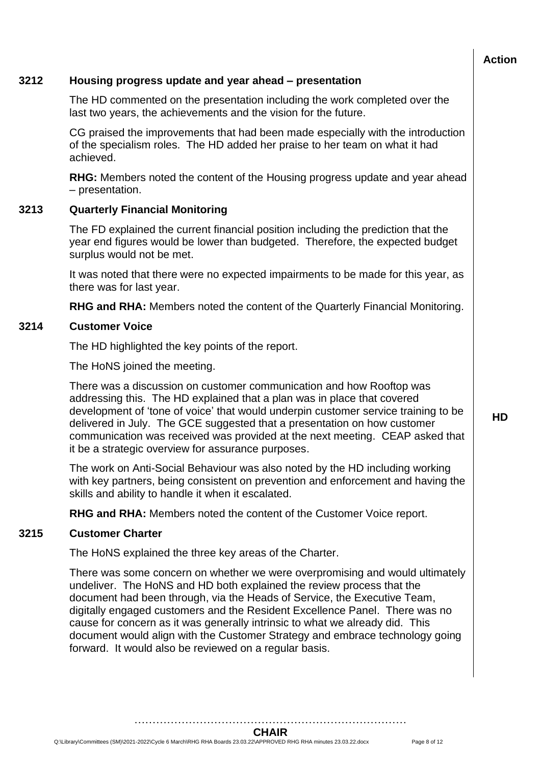**Action**

### 3212 Housing progress update and year ahead – presentation

The HD commented on the presentation including the work completed over the last two years, the achievements and the vision for the future.

CG praised the improvements that had been made especially with the introduction of the specialism roles. The HD added her praise to her team on what it had achieved.

**RHG:** Members noted the content of the Housing progress update and year ahead – presentation.

### 3213 Quarterly Financial Monitoring

The FD explained the current financial position including the prediction that the year end figures would be lower than budgeted. Therefore, the expected budget surplus would not be met.

It was noted that there were no expected impairments to be made for this year, as there was for last year.

**RHG and RHA:** Members noted the content of the Quarterly Financial Monitoring.

### 3214 Customer Voice

The HD highlighted the key points of the report.

The HoNS joined the meeting.

There was a discussion on customer communication and how Rooftop was addressing this. The HD explained that a plan was in place that covered development of 'tone of voice' that would underpin customer service training to be delivered in July. The GCE suggested that a presentation on how customer communication was received was provided at the next meeting. CEAP asked that it be a strategic overview for assurance purposes. **HD**

The work on Anti-Social Behaviour was also noted by the HD including working with key partners, being consistent on prevention and enforcement and having the skills and ability to handle it when it escalated.

**RHG and RHA:** Members noted the content of the Customer Voice report.

### 3215 Customer Charter

The HoNS explained the three key areas of the Charter.

There was some concern on whether we were overpromising and would ultimately undeliver. The HoNS and HD both explained the review process that the document had been through, via the Heads of Service, the Executive Team, digitally engaged customers and the Resident Excellence Panel. There was no cause for concern as it was generally intrinsic to what we already did. This document would align with the Customer Strategy and embrace technology going forward. It would also be reviewed on a regular basis.

……………………………………………………………………
**CHAIR**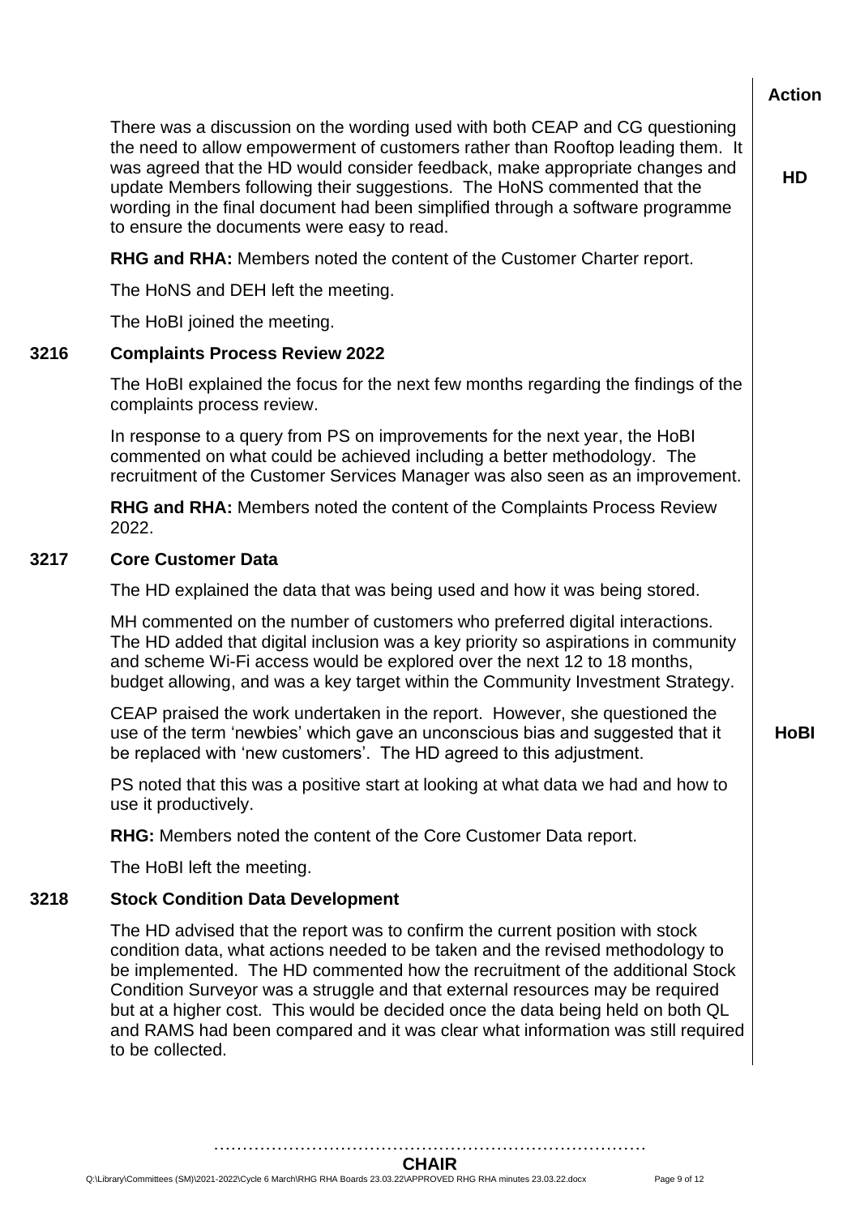| | | Action |
|---|---|---|
| | There was a discussion on the wording used with both CEAP and CG questioning the need to allow empowerment of customers rather than Rooftop leading them. It was agreed that the HD would consider feedback, make appropriate changes and update Members following their suggestions. The HoNS commented that the wording in the final document had been simplified through a software programme to ensure the documents were easy to read. | **HD** |
| | **RHG and RHA:** Members noted the content of the Customer Charter report. | |
| | The HoNS and DEH left the meeting. | |
| | The HoBI joined the meeting. | |
| **3216** | **Complaints Process Review 2022** | |
| | The HoBI explained the focus for the next few months regarding the findings of the complaints process review. | |
| | In response to a query from PS on improvements for the next year, the HoBI commented on what could be achieved including a better methodology. The recruitment of the Customer Services Manager was also seen as an improvement. | |
| | **RHG and RHA:** Members noted the content of the Complaints Process Review 2022. | |
| **3217** | **Core Customer Data** | |
| | The HD explained the data that was being used and how it was being stored. | |
| | MH commented on the number of customers who preferred digital interactions. The HD added that digital inclusion was a key priority so aspirations in community and scheme Wi-Fi access would be explored over the next 12 to 18 months, budget allowing, and was a key target within the Community Investment Strategy. | |
| | CEAP praised the work undertaken in the report. However, she questioned the use of the term 'newbies' which gave an unconscious bias and suggested that it be replaced with 'new customers'. The HD agreed to this adjustment. | **HoBI** |
| | PS noted that this was a positive start at looking at what data we had and how to use it productively. | |
| | **RHG:** Members noted the content of the Core Customer Data report. | |
| | The HoBI left the meeting. | |
| **3218** | **Stock Condition Data Development** | |
| | The HD advised that the report was to confirm the current position with stock condition data, what actions needed to be taken and the revised methodology to be implemented. The HD commented how the recruitment of the additional Stock Condition Surveyor was a struggle and that external resources may be required but at a higher cost. This would be decided once the data being held on both QL and RAMS had been compared and it was clear what information was still required to be collected. | |

……………………………………………………………………
**CHAIR**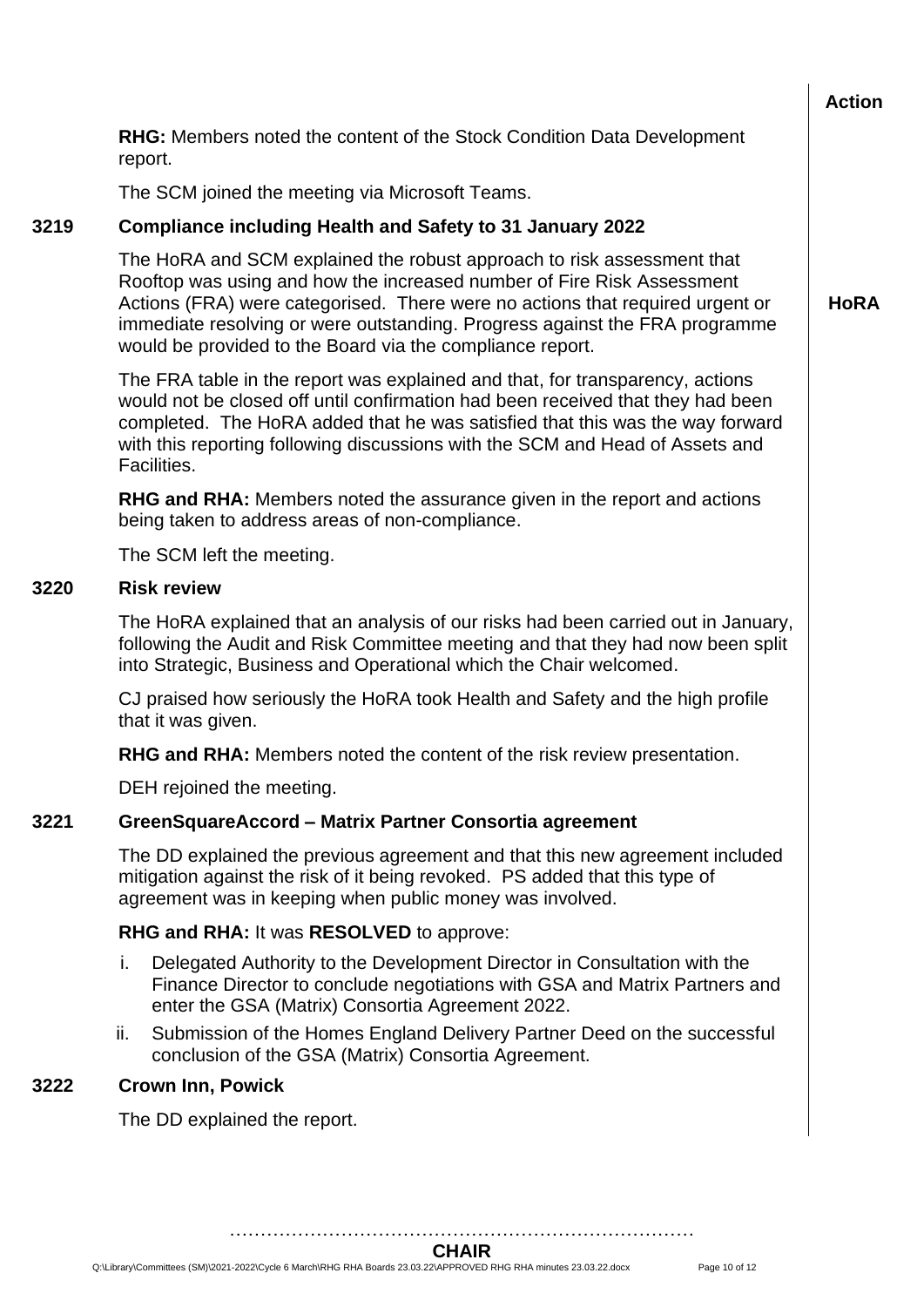**Action**

**RHG:** Members noted the content of the Stock Condition Data Development report.

The SCM joined the meeting via Microsoft Teams.

**3219 Compliance including Health and Safety to 31 January 2022**

The HoRA and SCM explained the robust approach to risk assessment that Rooftop was using and how the increased number of Fire Risk Assessment Actions (FRA) were categorised. There were no actions that required urgent or immediate resolving or were outstanding. Progress against the FRA programme would be provided to the Board via the compliance report. **HoRA**

The FRA table in the report was explained and that, for transparency, actions would not be closed off until confirmation had been received that they had been completed. The HoRA added that he was satisfied that this was the way forward with this reporting following discussions with the SCM and Head of Assets and Facilities.

**RHG and RHA:** Members noted the assurance given in the report and actions being taken to address areas of non-compliance.

The SCM left the meeting.

**3220 Risk review**

The HoRA explained that an analysis of our risks had been carried out in January, following the Audit and Risk Committee meeting and that they had now been split into Strategic, Business and Operational which the Chair welcomed.

CJ praised how seriously the HoRA took Health and Safety and the high profile that it was given.

**RHG and RHA:** Members noted the content of the risk review presentation.

DEH rejoined the meeting.

**3221 GreenSquareAccord – Matrix Partner Consortia agreement**

The DD explained the previous agreement and that this new agreement included mitigation against the risk of it being revoked. PS added that this type of agreement was in keeping when public money was involved.

**RHG and RHA:** It was **RESOLVED** to approve:

i. Delegated Authority to the Development Director in Consultation with the Finance Director to conclude negotiations with GSA and Matrix Partners and enter the GSA (Matrix) Consortia Agreement 2022.

ii. Submission of the Homes England Delivery Partner Deed on the successful conclusion of the GSA (Matrix) Consortia Agreement.

**3222 Crown Inn, Powick**

The DD explained the report.

…………………………………………………………………
**CHAIR**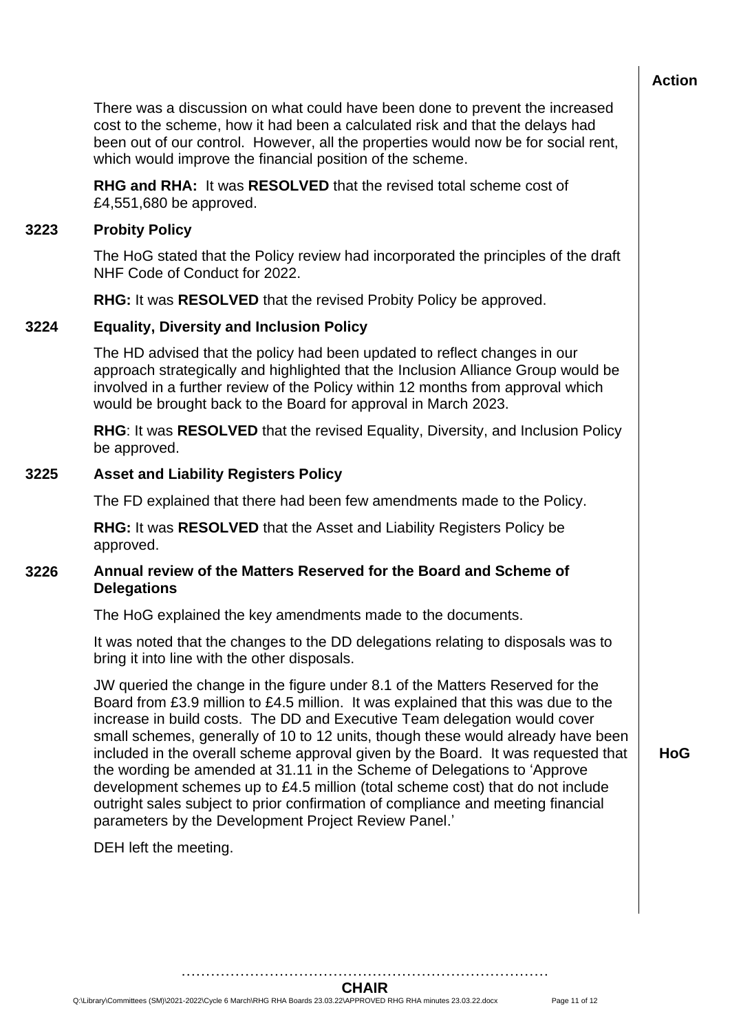**Action**

There was a discussion on what could have been done to prevent the increased cost to the scheme, how it had been a calculated risk and that the delays had been out of our control. However, all the properties would now be for social rent, which would improve the financial position of the scheme.

**RHG and RHA:** It was **RESOLVED** that the revised total scheme cost of £4,551,680 be approved.

### 3223 Probity Policy

The HoG stated that the Policy review had incorporated the principles of the draft NHF Code of Conduct for 2022.

**RHG:** It was **RESOLVED** that the revised Probity Policy be approved.

### 3224 Equality, Diversity and Inclusion Policy

The HD advised that the policy had been updated to reflect changes in our approach strategically and highlighted that the Inclusion Alliance Group would be involved in a further review of the Policy within 12 months from approval which would be brought back to the Board for approval in March 2023.

**RHG**: It was **RESOLVED** that the revised Equality, Diversity, and Inclusion Policy be approved.

### 3225 Asset and Liability Registers Policy

The FD explained that there had been few amendments made to the Policy.

**RHG:** It was **RESOLVED** that the Asset and Liability Registers Policy be approved.

### 3226 Annual review of the Matters Reserved for the Board and Scheme of Delegations

The HoG explained the key amendments made to the documents.

It was noted that the changes to the DD delegations relating to disposals was to bring it into line with the other disposals.

JW queried the change in the figure under 8.1 of the Matters Reserved for the Board from £3.9 million to £4.5 million. It was explained that this was due to the increase in build costs. The DD and Executive Team delegation would cover small schemes, generally of 10 to 12 units, though these would already have been included in the overall scheme approval given by the Board. It was requested that the wording be amended at 31.11 in the Scheme of Delegations to 'Approve development schemes up to £4.5 million (total scheme cost) that do not include outright sales subject to prior confirmation of compliance and meeting financial parameters by the Development Project Review Panel.' **HoG**

DEH left the meeting.

…………………………………………………………………
**CHAIR**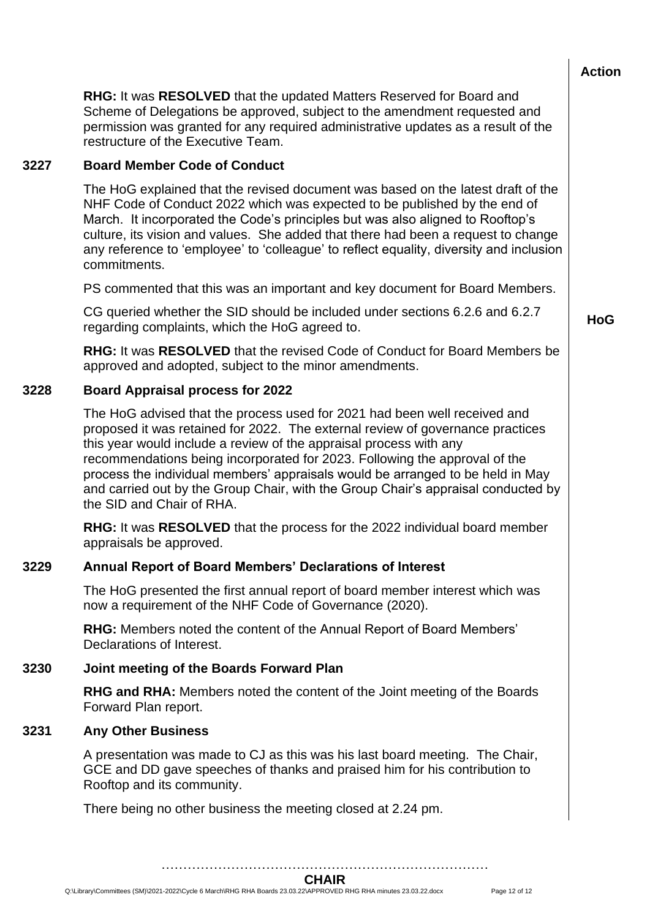**Action**

**RHG:** It was **RESOLVED** that the updated Matters Reserved for Board and Scheme of Delegations be approved, subject to the amendment requested and permission was granted for any required administrative updates as a result of the restructure of the Executive Team.

**3227 Board Member Code of Conduct**

The HoG explained that the revised document was based on the latest draft of the NHF Code of Conduct 2022 which was expected to be published by the end of March. It incorporated the Code's principles but was also aligned to Rooftop's culture, its vision and values. She added that there had been a request to change any reference to 'employee' to 'colleague' to reflect equality, diversity and inclusion commitments.

PS commented that this was an important and key document for Board Members.

CG queried whether the SID should be included under sections 6.2.6 and 6.2.7 regarding complaints, which the HoG agreed to. **HoG**

**RHG:** It was **RESOLVED** that the revised Code of Conduct for Board Members be approved and adopted, subject to the minor amendments.

**3228 Board Appraisal process for 2022**

The HoG advised that the process used for 2021 had been well received and proposed it was retained for 2022. The external review of governance practices this year would include a review of the appraisal process with any recommendations being incorporated for 2023. Following the approval of the process the individual members' appraisals would be arranged to be held in May and carried out by the Group Chair, with the Group Chair's appraisal conducted by the SID and Chair of RHA.

**RHG:** It was **RESOLVED** that the process for the 2022 individual board member appraisals be approved.

**3229 Annual Report of Board Members' Declarations of Interest**

The HoG presented the first annual report of board member interest which was now a requirement of the NHF Code of Governance (2020).

**RHG:** Members noted the content of the Annual Report of Board Members' Declarations of Interest.

**3230 Joint meeting of the Boards Forward Plan**

**RHG and RHA:** Members noted the content of the Joint meeting of the Boards Forward Plan report.

**3231 Any Other Business**

A presentation was made to CJ as this was his last board meeting. The Chair, GCE and DD gave speeches of thanks and praised him for his contribution to Rooftop and its community.

There being no other business the meeting closed at 2.24 pm.

…………………………………………………………………

**CHAIR**